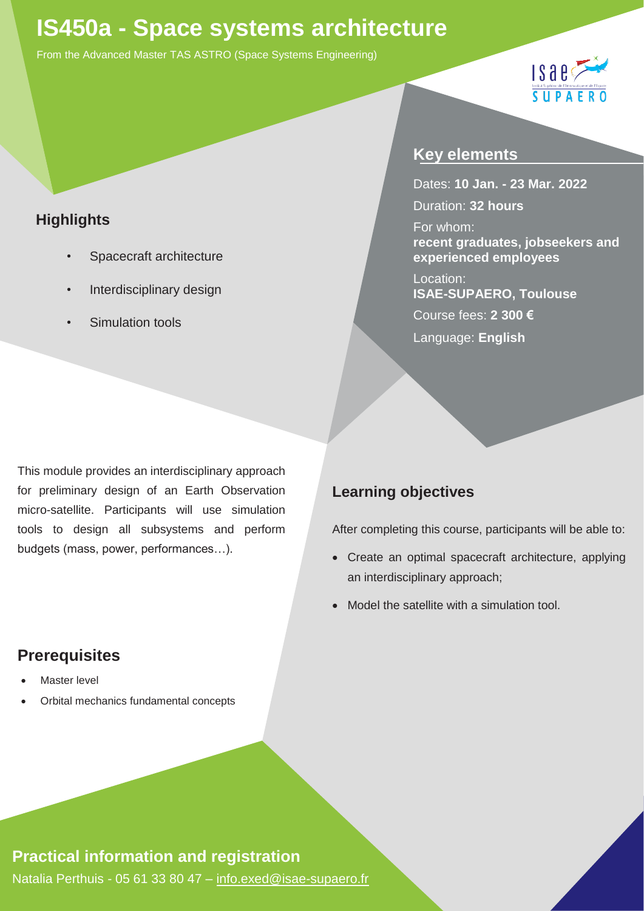# IS450a - Space systems architecture

From the Advanced Master TAS ASTRO (Space Systems Engineering)

## Key elements

Dates: **10 Jan. - 23 Mar. 2022**

Duration: **32 hours**

For whom:
**recent graduates, jobseekers and experienced employees**

Location:
**ISAE-SUPAERO, Toulouse**

Course fees: **2 300 €**

Language: **English**

## Highlights

- Spacecraft architecture
- Interdisciplinary design
- Simulation tools

This module provides an interdisciplinary approach for preliminary design of an Earth Observation micro-satellite. Participants will use simulation tools to design all subsystems and perform budgets (mass, power, performances…).

## Learning objectives

After completing this course, participants will be able to:

- Create an optimal spacecraft architecture, applying an interdisciplinary approach;
- Model the satellite with a simulation tool.

## Prerequisites

- Master level
- Orbital mechanics fundamental concepts

## Practical information and registration

Natalia Perthuis - 05 61 33 80 47 – info.exed@isae-supaero.fr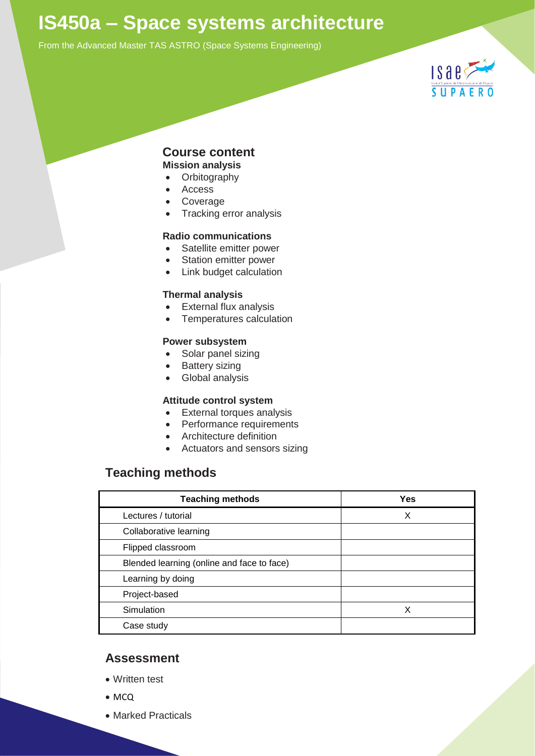# IS450a – Space systems architecture

From the Advanced Master TAS ASTRO (Space Systems Engineering)

## Course content

**Mission analysis**

- Orbitography
- Access
- Coverage
- Tracking error analysis

**Radio communications**

- Satellite emitter power
- Station emitter power
- Link budget calculation

**Thermal analysis**

- External flux analysis
- Temperatures calculation

**Power subsystem**

- Solar panel sizing
- Battery sizing
- Global analysis

**Attitude control system**

- External torques analysis
- Performance requirements
- Architecture definition
- Actuators and sensors sizing

## Teaching methods

| Teaching methods | Yes |
|---|---|
| Lectures / tutorial | X |
| Collaborative learning | |
| Flipped classroom | |
| Blended learning (online and face to face) | |
| Learning by doing | |
| Project-based | |
| Simulation | X |
| Case study | |

## Assessment

- Written test
- MCQ
- Marked Practicals